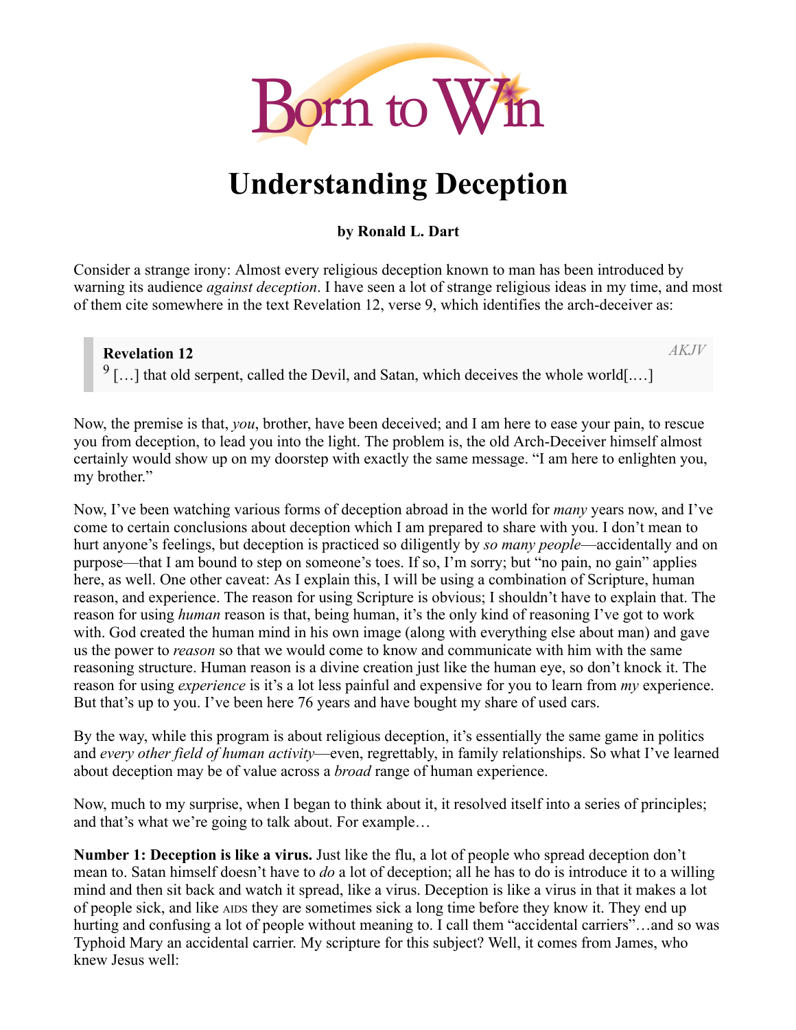# Understanding Deception

**by Ronald L. Dart**

Consider a strange irony: Almost every religious deception known to man has been introduced by warning its audience *against deception*. I have seen a lot of strange religious ideas in my time, and most of them cite somewhere in the text Revelation 12, verse 9, which identifies the arch-deceiver as:

> **Revelation 12** *AKJV*
> 9 […] that old serpent, called the Devil, and Satan, which deceives the whole world[.…]

Now, the premise is that, *you*, brother, have been deceived; and I am here to ease your pain, to rescue you from deception, to lead you into the light. The problem is, the old Arch-Deceiver himself almost certainly would show up on my doorstep with exactly the same message. "I am here to enlighten you, my brother."

Now, I've been watching various forms of deception abroad in the world for *many* years now, and I've come to certain conclusions about deception which I am prepared to share with you. I don't mean to hurt anyone's feelings, but deception is practiced so diligently by *so many people*—accidentally and on purpose—that I am bound to step on someone's toes. If so, I'm sorry; but "no pain, no gain" applies here, as well. One other caveat: As I explain this, I will be using a combination of Scripture, human reason, and experience. The reason for using Scripture is obvious; I shouldn't have to explain that. The reason for using *human* reason is that, being human, it's the only kind of reasoning I've got to work with. God created the human mind in his own image (along with everything else about man) and gave us the power to *reason* so that we would come to know and communicate with him with the same reasoning structure. Human reason is a divine creation just like the human eye, so don't knock it. The reason for using *experience* is it's a lot less painful and expensive for you to learn from *my* experience. But that's up to you. I've been here 76 years and have bought my share of used cars.

By the way, while this program is about religious deception, it's essentially the same game in politics and *every other field of human activity*—even, regrettably, in family relationships. So what I've learned about deception may be of value across a *broad* range of human experience.

Now, much to my surprise, when I began to think about it, it resolved itself into a series of principles; and that's what we're going to talk about. For example…

**Number 1: Deception is like a virus.** Just like the flu, a lot of people who spread deception don't mean to. Satan himself doesn't have to *do* a lot of deception; all he has to do is introduce it to a willing mind and then sit back and watch it spread, like a virus. Deception is like a virus in that it makes a lot of people sick, and like AIDS they are sometimes sick a long time before they know it. They end up hurting and confusing a lot of people without meaning to. I call them "accidental carriers"…and so was Typhoid Mary an accidental carrier. My scripture for this subject? Well, it comes from James, who knew Jesus well: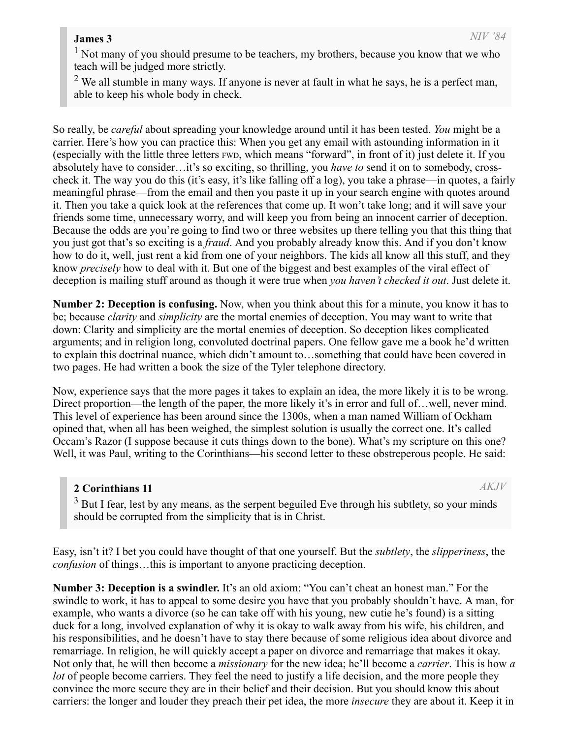> **James 3** *NIV '84*
>
> 1 Not many of you should presume to be teachers, my brothers, because you know that we who teach will be judged more strictly.
>
> 2 We all stumble in many ways. If anyone is never at fault in what he says, he is a perfect man, able to keep his whole body in check.

So really, be *careful* about spreading your knowledge around until it has been tested. *You* might be a carrier. Here's how you can practice this: When you get any email with astounding information in it (especially with the little three letters FWD, which means "forward", in front of it) just delete it. If you absolutely have to consider…it's so exciting, so thrilling, you *have to* send it on to somebody, cross-check it. The way you do this (it's easy, it's like falling off a log), you take a phrase—in quotes, a fairly meaningful phrase—from the email and then you paste it up in your search engine with quotes around it. Then you take a quick look at the references that come up. It won't take long; and it will save your friends some time, unnecessary worry, and will keep you from being an innocent carrier of deception. Because the odds are you're going to find two or three websites up there telling you that this thing that you just got that's so exciting is a *fraud*. And you probably already know this. And if you don't know how to do it, well, just rent a kid from one of your neighbors. The kids all know all this stuff, and they know *precisely* how to deal with it. But one of the biggest and best examples of the viral effect of deception is mailing stuff around as though it were true when *you haven't checked it out*. Just delete it.

**Number 2: Deception is confusing.** Now, when you think about this for a minute, you know it has to be; because *clarity* and *simplicity* are the mortal enemies of deception. You may want to write that down: Clarity and simplicity are the mortal enemies of deception. So deception likes complicated arguments; and in religion long, convoluted doctrinal papers. One fellow gave me a book he'd written to explain this doctrinal nuance, which didn't amount to…something that could have been covered in two pages. He had written a book the size of the Tyler telephone directory.

Now, experience says that the more pages it takes to explain an idea, the more likely it is to be wrong. Direct proportion—the length of the paper, the more likely it's in error and full of…well, never mind. This level of experience has been around since the 1300s, when a man named William of Ockham opined that, when all has been weighed, the simplest solution is usually the correct one. It's called Occam's Razor (I suppose because it cuts things down to the bone). What's my scripture on this one? Well, it was Paul, writing to the Corinthians—his second letter to these obstreperous people. He said:

> **2 Corinthians 11** *AKJV*
>
> 3 But I fear, lest by any means, as the serpent beguiled Eve through his subtlety, so your minds should be corrupted from the simplicity that is in Christ.

Easy, isn't it? I bet you could have thought of that one yourself. But the *subtlety*, the *slipperiness*, the *confusion* of things…this is important to anyone practicing deception.

**Number 3: Deception is a swindler.** It's an old axiom: "You can't cheat an honest man." For the swindle to work, it has to appeal to some desire you have that you probably shouldn't have. A man, for example, who wants a divorce (so he can take off with his young, new cutie he's found) is a sitting duck for a long, involved explanation of why it is okay to walk away from his wife, his children, and his responsibilities, and he doesn't have to stay there because of some religious idea about divorce and remarriage. In religion, he will quickly accept a paper on divorce and remarriage that makes it okay. Not only that, he will then become a *missionary* for the new idea; he'll become a *carrier*. This is how *a lot* of people become carriers. They feel the need to justify a life decision, and the more people they convince the more secure they are in their belief and their decision. But you should know this about carriers: the longer and louder they preach their pet idea, the more *insecure* they are about it. Keep it in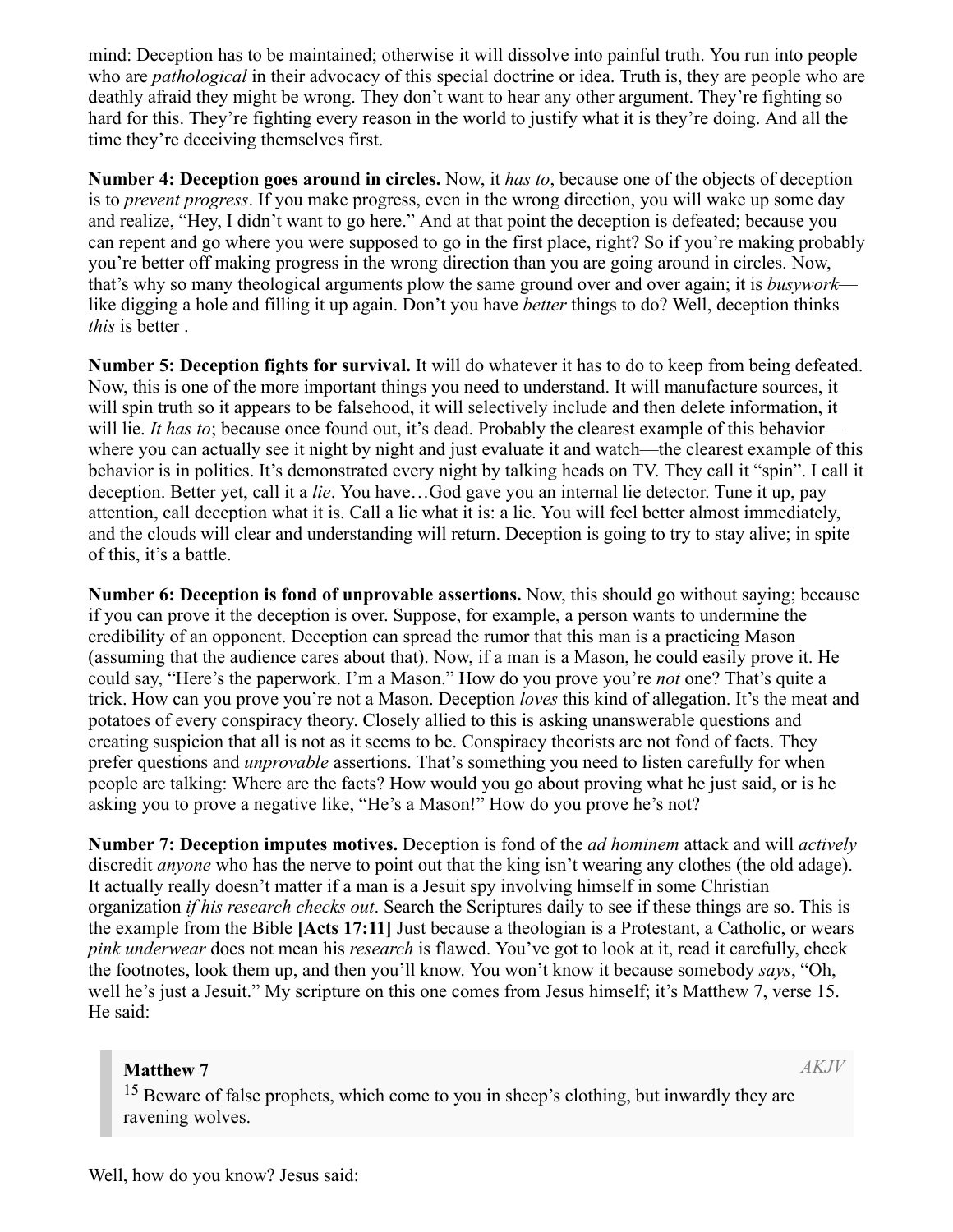mind: Deception has to be maintained; otherwise it will dissolve into painful truth. You run into people who are *pathological* in their advocacy of this special doctrine or idea. Truth is, they are people who are deathly afraid they might be wrong. They don't want to hear any other argument. They're fighting so hard for this. They're fighting every reason in the world to justify what it is they're doing. And all the time they're deceiving themselves first.

**Number 4: Deception goes around in circles.** Now, it *has to*, because one of the objects of deception is to *prevent progress*. If you make progress, even in the wrong direction, you will wake up some day and realize, "Hey, I didn't want to go here." And at that point the deception is defeated; because you can repent and go where you were supposed to go in the first place, right? So if you're making probably you're better off making progress in the wrong direction than you are going around in circles. Now, that's why so many theological arguments plow the same ground over and over again; it is *busywork*—like digging a hole and filling it up again. Don't you have *better* things to do? Well, deception thinks *this* is better .

**Number 5: Deception fights for survival.** It will do whatever it has to do to keep from being defeated. Now, this is one of the more important things you need to understand. It will manufacture sources, it will spin truth so it appears to be falsehood, it will selectively include and then delete information, it will lie. *It has to*; because once found out, it's dead. Probably the clearest example of this behavior—where you can actually see it night by night and just evaluate it and watch—the clearest example of this behavior is in politics. It's demonstrated every night by talking heads on TV. They call it "spin". I call it deception. Better yet, call it a *lie*. You have…God gave you an internal lie detector. Tune it up, pay attention, call deception what it is. Call a lie what it is: a lie. You will feel better almost immediately, and the clouds will clear and understanding will return. Deception is going to try to stay alive; in spite of this, it's a battle.

**Number 6: Deception is fond of unprovable assertions.** Now, this should go without saying; because if you can prove it the deception is over. Suppose, for example, a person wants to undermine the credibility of an opponent. Deception can spread the rumor that this man is a practicing Mason (assuming that the audience cares about that). Now, if a man is a Mason, he could easily prove it. He could say, "Here's the paperwork. I'm a Mason." How do you prove you're *not* one? That's quite a trick. How can you prove you're not a Mason. Deception *loves* this kind of allegation. It's the meat and potatoes of every conspiracy theory. Closely allied to this is asking unanswerable questions and creating suspicion that all is not as it seems to be. Conspiracy theorists are not fond of facts. They prefer questions and *unprovable* assertions. That's something you need to listen carefully for when people are talking: Where are the facts? How would you go about proving what he just said, or is he asking you to prove a negative like, "He's a Mason!" How do you prove he's not?

**Number 7: Deception imputes motives.** Deception is fond of the *ad hominem* attack and will *actively* discredit *anyone* who has the nerve to point out that the king isn't wearing any clothes (the old adage). It actually really doesn't matter if a man is a Jesuit spy involving himself in some Christian organization *if his research checks out*. Search the Scriptures daily to see if these things are so. This is the example from the Bible **[Acts 17:11]** Just because a theologian is a Protestant, a Catholic, or wears *pink underwear* does not mean his *research* is flawed. You've got to look at it, read it carefully, check the footnotes, look them up, and then you'll know. You won't know it because somebody *says*, "Oh, well he's just a Jesuit." My scripture on this one comes from Jesus himself; it's Matthew 7, verse 15. He said:

> **Matthew 7** *AKJV*
>
> 15 Beware of false prophets, which come to you in sheep's clothing, but inwardly they are ravening wolves.

Well, how do you know? Jesus said: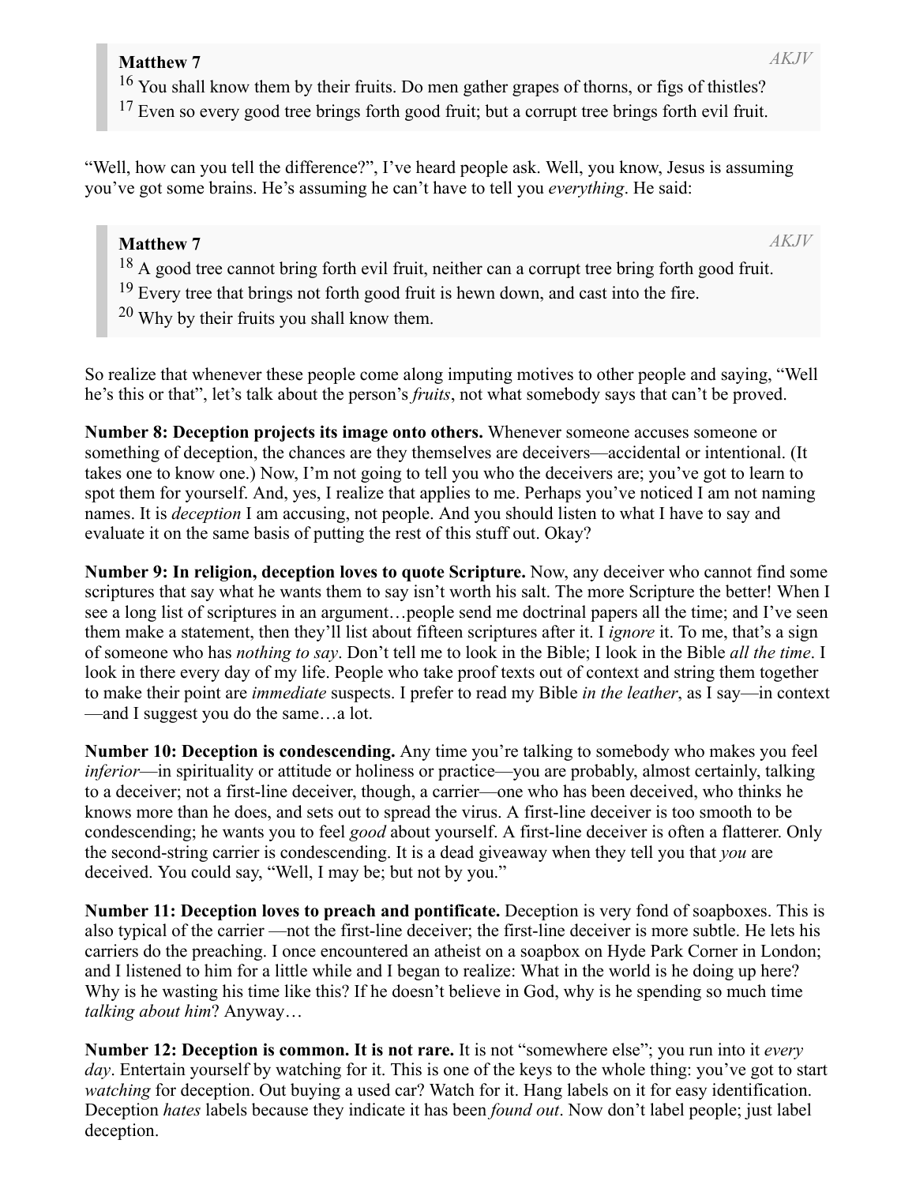> **Matthew 7** *AKJV*
> [16] You shall know them by their fruits. Do men gather grapes of thorns, or figs of thistles?
> [17] Even so every good tree brings forth good fruit; but a corrupt tree brings forth evil fruit.

"Well, how can you tell the difference?", I've heard people ask. Well, you know, Jesus is assuming you've got some brains. He's assuming he can't have to tell you *everything*. He said:

> **Matthew 7** *AKJV*
> [18] A good tree cannot bring forth evil fruit, neither can a corrupt tree bring forth good fruit.
> [19] Every tree that brings not forth good fruit is hewn down, and cast into the fire.
> [20] Why by their fruits you shall know them.

So realize that whenever these people come along imputing motives to other people and saying, "Well he's this or that", let's talk about the person's *fruits*, not what somebody says that can't be proved.

**Number 8: Deception projects its image onto others.** Whenever someone accuses someone or something of deception, the chances are they themselves are deceivers—accidental or intentional. (It takes one to know one.) Now, I'm not going to tell you who the deceivers are; you've got to learn to spot them for yourself. And, yes, I realize that applies to me. Perhaps you've noticed I am not naming names. It is *deception* I am accusing, not people. And you should listen to what I have to say and evaluate it on the same basis of putting the rest of this stuff out. Okay?

**Number 9: In religion, deception loves to quote Scripture.** Now, any deceiver who cannot find some scriptures that say what he wants them to say isn't worth his salt. The more Scripture the better! When I see a long list of scriptures in an argument…people send me doctrinal papers all the time; and I've seen them make a statement, then they'll list about fifteen scriptures after it. I *ignore* it. To me, that's a sign of someone who has *nothing to say*. Don't tell me to look in the Bible; I look in the Bible *all the time*. I look in there every day of my life. People who take proof texts out of context and string them together to make their point are *immediate* suspects. I prefer to read my Bible *in the leather*, as I say—in context—and I suggest you do the same…a lot.

**Number 10: Deception is condescending.** Any time you're talking to somebody who makes you feel *inferior*—in spirituality or attitude or holiness or practice—you are probably, almost certainly, talking to a deceiver; not a first-line deceiver, though, a carrier—one who has been deceived, who thinks he knows more than he does, and sets out to spread the virus. A first-line deceiver is too smooth to be condescending; he wants you to feel *good* about yourself. A first-line deceiver is often a flatterer. Only the second-string carrier is condescending. It is a dead giveaway when they tell you that *you* are deceived. You could say, "Well, I may be; but not by you."

**Number 11: Deception loves to preach and pontificate.** Deception is very fond of soapboxes. This is also typical of the carrier —not the first-line deceiver; the first-line deceiver is more subtle. He lets his carriers do the preaching. I once encountered an atheist on a soapbox on Hyde Park Corner in London; and I listened to him for a little while and I began to realize: What in the world is he doing up here? Why is he wasting his time like this? If he doesn't believe in God, why is he spending so much time *talking about him*? Anyway…

**Number 12: Deception is common. It is not rare.** It is not "somewhere else"; you run into it *every day*. Entertain yourself by watching for it. This is one of the keys to the whole thing: you've got to start *watching* for deception. Out buying a used car? Watch for it. Hang labels on it for easy identification. Deception *hates* labels because they indicate it has been *found out*. Now don't label people; just label deception.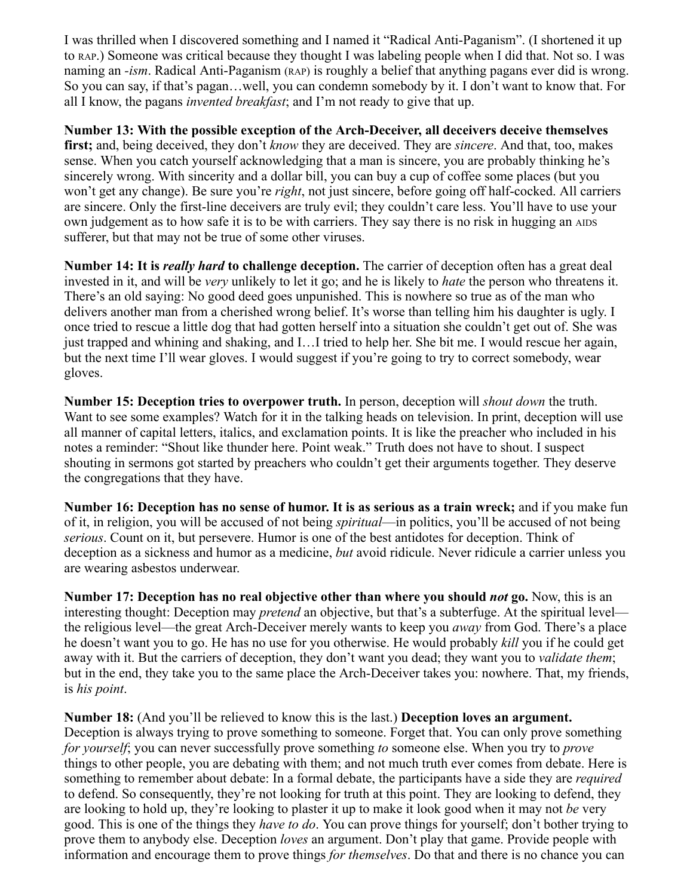I was thrilled when I discovered something and I named it "Radical Anti-Paganism". (I shortened it up to RAP.) Someone was critical because they thought I was labeling people when I did that. Not so. I was naming an *-ism*. Radical Anti-Paganism (RAP) is roughly a belief that anything pagans ever did is wrong. So you can say, if that's pagan…well, you can condemn somebody by it. I don't want to know that. For all I know, the pagans *invented breakfast*; and I'm not ready to give that up.

**Number 13: With the possible exception of the Arch-Deceiver, all deceivers deceive themselves first;** and, being deceived, they don't *know* they are deceived. They are *sincere*. And that, too, makes sense. When you catch yourself acknowledging that a man is sincere, you are probably thinking he's sincerely wrong. With sincerity and a dollar bill, you can buy a cup of coffee some places (but you won't get any change). Be sure you're *right*, not just sincere, before going off half-cocked. All carriers are sincere. Only the first-line deceivers are truly evil; they couldn't care less. You'll have to use your own judgement as to how safe it is to be with carriers. They say there is no risk in hugging an AIDS sufferer, but that may not be true of some other viruses.

**Number 14: It is *really hard* to challenge deception.** The carrier of deception often has a great deal invested in it, and will be *very* unlikely to let it go; and he is likely to *hate* the person who threatens it. There's an old saying: No good deed goes unpunished. This is nowhere so true as of the man who delivers another man from a cherished wrong belief. It's worse than telling him his daughter is ugly. I once tried to rescue a little dog that had gotten herself into a situation she couldn't get out of. She was just trapped and whining and shaking, and I…I tried to help her. She bit me. I would rescue her again, but the next time I'll wear gloves. I would suggest if you're going to try to correct somebody, wear gloves.

**Number 15: Deception tries to overpower truth.** In person, deception will *shout down* the truth. Want to see some examples? Watch for it in the talking heads on television. In print, deception will use all manner of capital letters, italics, and exclamation points. It is like the preacher who included in his notes a reminder: "Shout like thunder here. Point weak." Truth does not have to shout. I suspect shouting in sermons got started by preachers who couldn't get their arguments together. They deserve the congregations that they have.

**Number 16: Deception has no sense of humor. It is as serious as a train wreck;** and if you make fun of it, in religion, you will be accused of not being *spiritual*—in politics, you'll be accused of not being *serious*. Count on it, but persevere. Humor is one of the best antidotes for deception. Think of deception as a sickness and humor as a medicine, *but* avoid ridicule. Never ridicule a carrier unless you are wearing asbestos underwear.

**Number 17: Deception has no real objective other than where you should *not* go.** Now, this is an interesting thought: Deception may *pretend* an objective, but that's a subterfuge. At the spiritual level—the religious level—the great Arch-Deceiver merely wants to keep you *away* from God. There's a place he doesn't want you to go. He has no use for you otherwise. He would probably *kill* you if he could get away with it. But the carriers of deception, they don't want you dead; they want you to *validate them*; but in the end, they take you to the same place the Arch-Deceiver takes you: nowhere. That, my friends, is *his point*.

**Number 18:** (And you'll be relieved to know this is the last.) **Deception loves an argument.** Deception is always trying to prove something to someone. Forget that. You can only prove something *for yourself*; you can never successfully prove something *to* someone else. When you try to *prove* things to other people, you are debating with them; and not much truth ever comes from debate. Here is something to remember about debate: In a formal debate, the participants have a side they are *required* to defend. So consequently, they're not looking for truth at this point. They are looking to defend, they are looking to hold up, they're looking to plaster it up to make it look good when it may not *be* very good. This is one of the things they *have to do*. You can prove things for yourself; don't bother trying to prove them to anybody else. Deception *loves* an argument. Don't play that game. Provide people with information and encourage them to prove things *for themselves*. Do that and there is no chance you can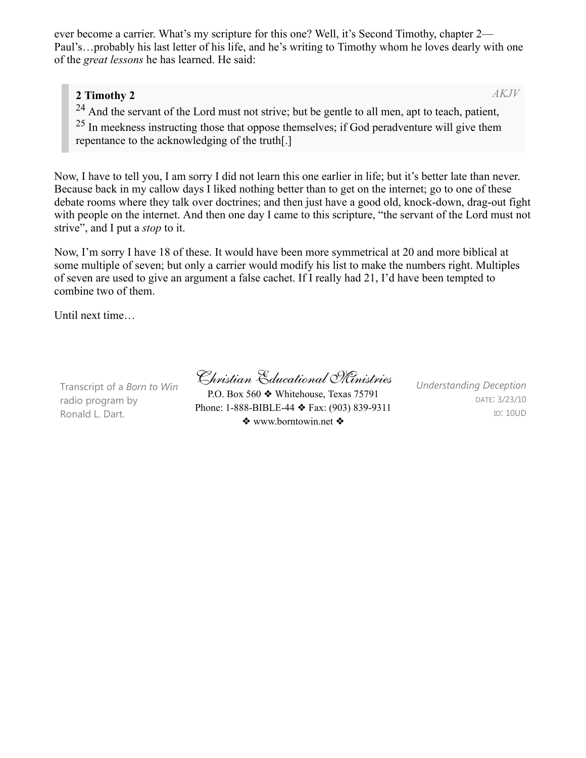ever become a carrier. What's my scripture for this one? Well, it's Second Timothy, chapter 2—Paul's…probably his last letter of his life, and he's writing to Timothy whom he loves dearly with one of the *great lessons* he has learned. He said:

> **2 Timothy 2** *AKJV*
> 24 And the servant of the Lord must not strive; but be gentle to all men, apt to teach, patient,
> 25 In meekness instructing those that oppose themselves; if God peradventure will give them repentance to the acknowledging of the truth[.]

Now, I have to tell you, I am sorry I did not learn this one earlier in life; but it's better late than never. Because back in my callow days I liked nothing better than to get on the internet; go to one of these debate rooms where they talk over doctrines; and then just have a good old, knock-down, drag-out fight with people on the internet. And then one day I came to this scripture, "the servant of the Lord must not strive", and I put a *stop* to it.

Now, I'm sorry I have 18 of these. It would have been more symmetrical at 20 and more biblical at some multiple of seven; but only a carrier would modify his list to make the numbers right. Multiples of seven are used to give an argument a false cachet. If I really had 21, I'd have been tempted to combine two of them.

Until next time…

Transcript of a *Born to Win* radio program by Ronald L. Dart.

Christian Educational Ministries
P.O. Box 560 ❖ Whitehouse, Texas 75791
Phone: 1-888-BIBLE-44 ❖ Fax: (903) 839-9311
❖ www.borntowin.net ❖

*Understanding Deception*
DATE: 3/23/10
ID: 10UD